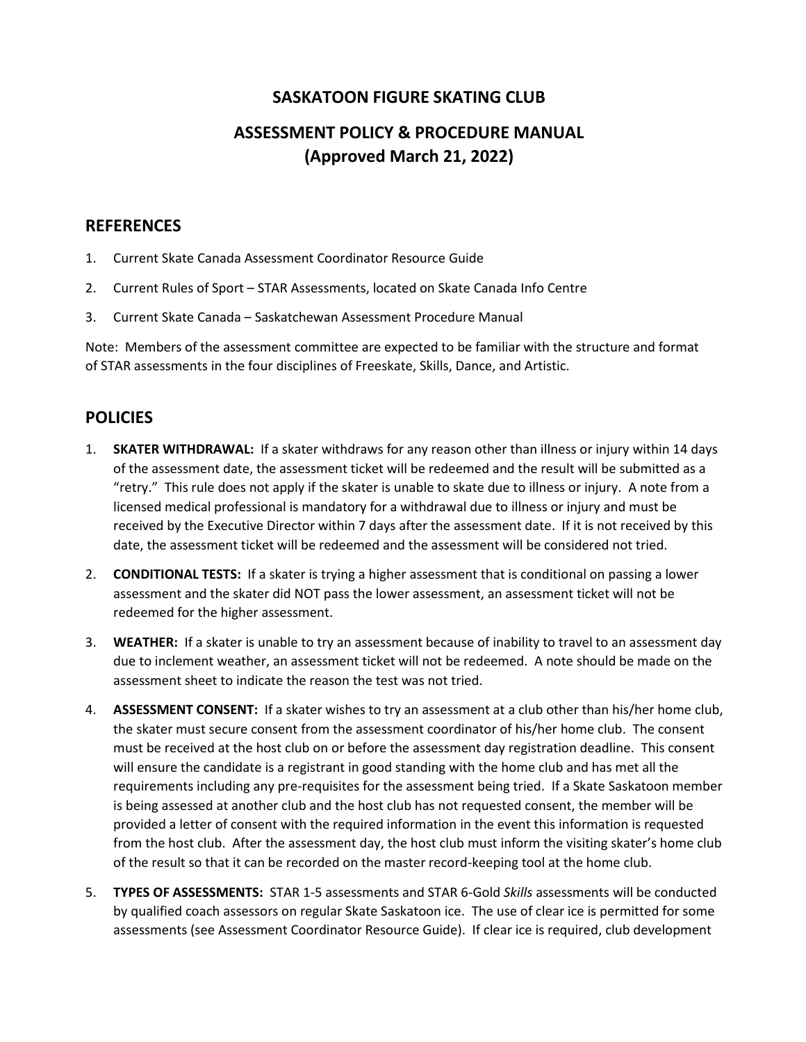# SASKATOON FIGURE SKATING CLUB

## ASSESSMENT POLICY & PROCEDURE MANUAL (Approved March 21, 2022)

## REFERENCES

1. Current Skate Canada Assessment Coordinator Resource Guide
2. Current Rules of Sport – STAR Assessments, located on Skate Canada Info Centre
3. Current Skate Canada – Saskatchewan Assessment Procedure Manual

Note: Members of the assessment committee are expected to be familiar with the structure and format of STAR assessments in the four disciplines of Freeskate, Skills, Dance, and Artistic.

## POLICIES

1. **SKATER WITHDRAWAL:** If a skater withdraws for any reason other than illness or injury within 14 days of the assessment date, the assessment ticket will be redeemed and the result will be submitted as a "retry." This rule does not apply if the skater is unable to skate due to illness or injury. A note from a licensed medical professional is mandatory for a withdrawal due to illness or injury and must be received by the Executive Director within 7 days after the assessment date. If it is not received by this date, the assessment ticket will be redeemed and the assessment will be considered not tried.
2. **CONDITIONAL TESTS:** If a skater is trying a higher assessment that is conditional on passing a lower assessment and the skater did NOT pass the lower assessment, an assessment ticket will not be redeemed for the higher assessment.
3. **WEATHER:** If a skater is unable to try an assessment because of inability to travel to an assessment day due to inclement weather, an assessment ticket will not be redeemed. A note should be made on the assessment sheet to indicate the reason the test was not tried.
4. **ASSESSMENT CONSENT:** If a skater wishes to try an assessment at a club other than his/her home club, the skater must secure consent from the assessment coordinator of his/her home club. The consent must be received at the host club on or before the assessment day registration deadline. This consent will ensure the candidate is a registrant in good standing with the home club and has met all the requirements including any pre-requisites for the assessment being tried. If a Skate Saskatoon member is being assessed at another club and the host club has not requested consent, the member will be provided a letter of consent with the required information in the event this information is requested from the host club. After the assessment day, the host club must inform the visiting skater's home club of the result so that it can be recorded on the master record-keeping tool at the home club.
5. **TYPES OF ASSESSMENTS:** STAR 1-5 assessments and STAR 6-Gold *Skills* assessments will be conducted by qualified coach assessors on regular Skate Saskatoon ice. The use of clear ice is permitted for some assessments (see Assessment Coordinator Resource Guide). If clear ice is required, club development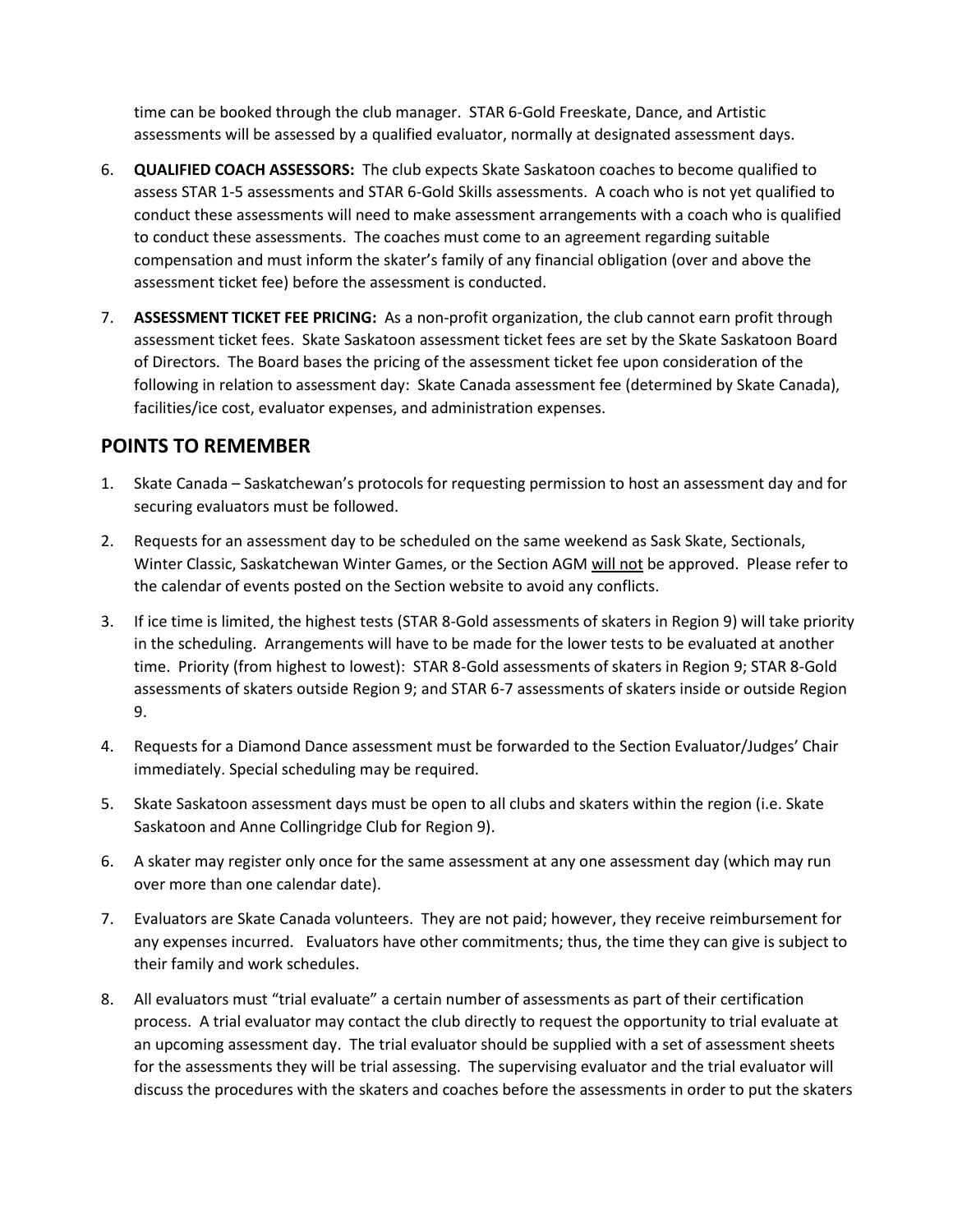time can be booked through the club manager. STAR 6-Gold Freeskate, Dance, and Artistic assessments will be assessed by a qualified evaluator, normally at designated assessment days.

6. **QUALIFIED COACH ASSESSORS:** The club expects Skate Saskatoon coaches to become qualified to assess STAR 1-5 assessments and STAR 6-Gold Skills assessments. A coach who is not yet qualified to conduct these assessments will need to make assessment arrangements with a coach who is qualified to conduct these assessments. The coaches must come to an agreement regarding suitable compensation and must inform the skater's family of any financial obligation (over and above the assessment ticket fee) before the assessment is conducted.
7. **ASSESSMENT TICKET FEE PRICING:** As a non-profit organization, the club cannot earn profit through assessment ticket fees. Skate Saskatoon assessment ticket fees are set by the Skate Saskatoon Board of Directors. The Board bases the pricing of the assessment ticket fee upon consideration of the following in relation to assessment day: Skate Canada assessment fee (determined by Skate Canada), facilities/ice cost, evaluator expenses, and administration expenses.

## POINTS TO REMEMBER

1. Skate Canada – Saskatchewan's protocols for requesting permission to host an assessment day and for securing evaluators must be followed.
2. Requests for an assessment day to be scheduled on the same weekend as Sask Skate, Sectionals, Winter Classic, Saskatchewan Winter Games, or the Section AGM <u>will not</u> be approved. Please refer to the calendar of events posted on the Section website to avoid any conflicts.
3. If ice time is limited, the highest tests (STAR 8-Gold assessments of skaters in Region 9) will take priority in the scheduling. Arrangements will have to be made for the lower tests to be evaluated at another time. Priority (from highest to lowest): STAR 8-Gold assessments of skaters in Region 9; STAR 8-Gold assessments of skaters outside Region 9; and STAR 6-7 assessments of skaters inside or outside Region 9.
4. Requests for a Diamond Dance assessment must be forwarded to the Section Evaluator/Judges' Chair immediately. Special scheduling may be required.
5. Skate Saskatoon assessment days must be open to all clubs and skaters within the region (i.e. Skate Saskatoon and Anne Collingridge Club for Region 9).
6. A skater may register only once for the same assessment at any one assessment day (which may run over more than one calendar date).
7. Evaluators are Skate Canada volunteers. They are not paid; however, they receive reimbursement for any expenses incurred. Evaluators have other commitments; thus, the time they can give is subject to their family and work schedules.
8. All evaluators must "trial evaluate" a certain number of assessments as part of their certification process. A trial evaluator may contact the club directly to request the opportunity to trial evaluate at an upcoming assessment day. The trial evaluator should be supplied with a set of assessment sheets for the assessments they will be trial assessing. The supervising evaluator and the trial evaluator will discuss the procedures with the skaters and coaches before the assessments in order to put the skaters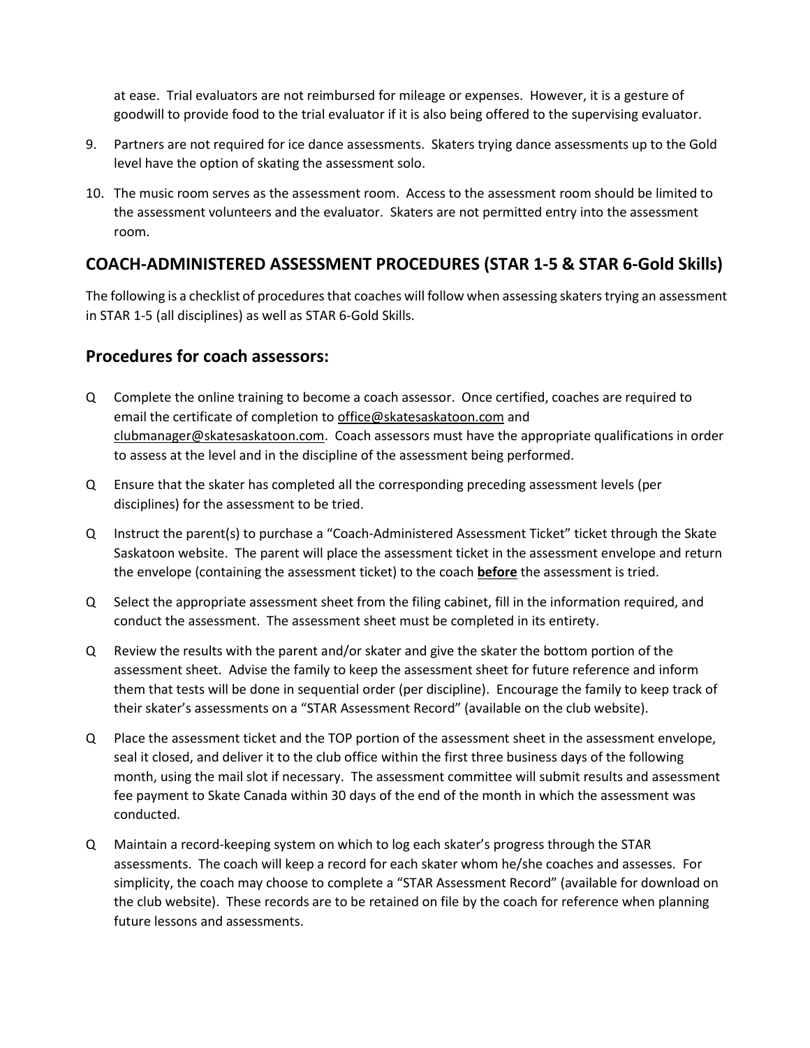at ease. Trial evaluators are not reimbursed for mileage or expenses. However, it is a gesture of goodwill to provide food to the trial evaluator if it is also being offered to the supervising evaluator.

9. Partners are not required for ice dance assessments. Skaters trying dance assessments up to the Gold level have the option of skating the assessment solo.

10. The music room serves as the assessment room. Access to the assessment room should be limited to the assessment volunteers and the evaluator. Skaters are not permitted entry into the assessment room.

## COACH-ADMINISTERED ASSESSMENT PROCEDURES (STAR 1-5 & STAR 6-Gold Skills)

The following is a checklist of procedures that coaches will follow when assessing skaters trying an assessment in STAR 1-5 (all disciplines) as well as STAR 6-Gold Skills.

## Procedures for coach assessors:

- Q Complete the online training to become a coach assessor. Once certified, coaches are required to email the certificate of completion to office@skatesaskatoon.com and clubmanager@skatesaskatoon.com. Coach assessors must have the appropriate qualifications in order to assess at the level and in the discipline of the assessment being performed.
- Q Ensure that the skater has completed all the corresponding preceding assessment levels (per disciplines) for the assessment to be tried.
- Q Instruct the parent(s) to purchase a "Coach-Administered Assessment Ticket" ticket through the Skate Saskatoon website. The parent will place the assessment ticket in the assessment envelope and return the envelope (containing the assessment ticket) to the coach **before** the assessment is tried.
- Q Select the appropriate assessment sheet from the filing cabinet, fill in the information required, and conduct the assessment. The assessment sheet must be completed in its entirety.
- Q Review the results with the parent and/or skater and give the skater the bottom portion of the assessment sheet. Advise the family to keep the assessment sheet for future reference and inform them that tests will be done in sequential order (per discipline). Encourage the family to keep track of their skater's assessments on a "STAR Assessment Record" (available on the club website).
- Q Place the assessment ticket and the TOP portion of the assessment sheet in the assessment envelope, seal it closed, and deliver it to the club office within the first three business days of the following month, using the mail slot if necessary. The assessment committee will submit results and assessment fee payment to Skate Canada within 30 days of the end of the month in which the assessment was conducted.
- Q Maintain a record-keeping system on which to log each skater's progress through the STAR assessments. The coach will keep a record for each skater whom he/she coaches and assesses. For simplicity, the coach may choose to complete a "STAR Assessment Record" (available for download on the club website). These records are to be retained on file by the coach for reference when planning future lessons and assessments.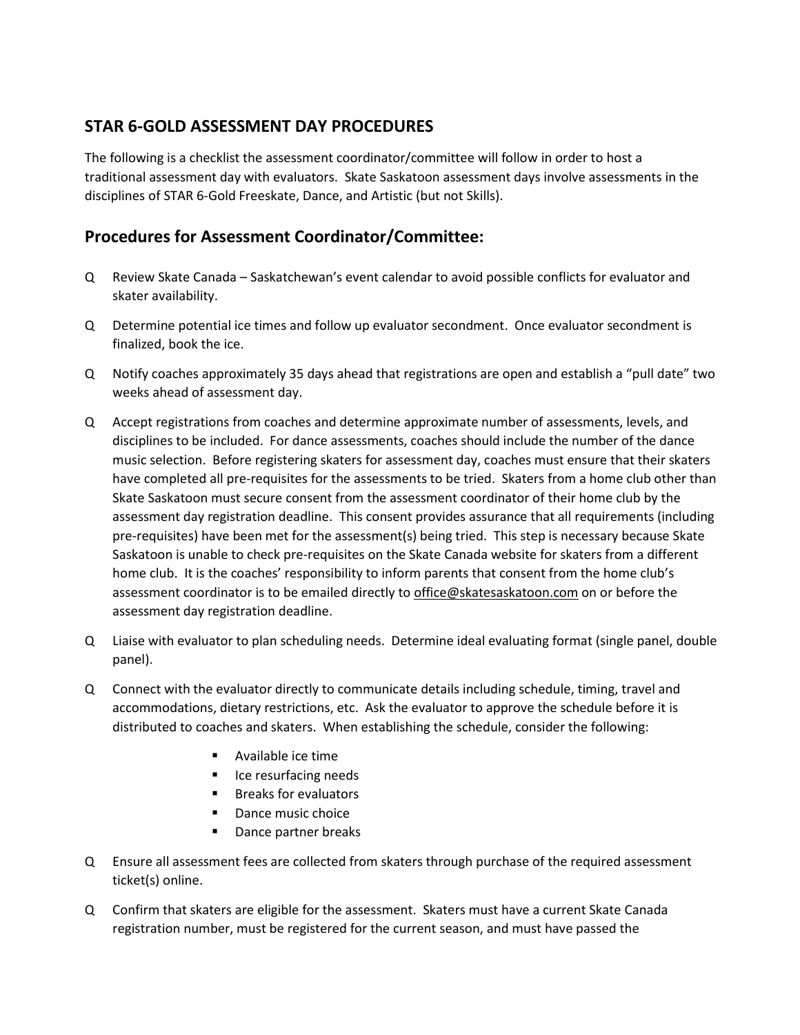## STAR 6-GOLD ASSESSMENT DAY PROCEDURES

The following is a checklist the assessment coordinator/committee will follow in order to host a traditional assessment day with evaluators. Skate Saskatoon assessment days involve assessments in the disciplines of STAR 6-Gold Freeskate, Dance, and Artistic (but not Skills).

## Procedures for Assessment Coordinator/Committee:

- Q Review Skate Canada – Saskatchewan's event calendar to avoid possible conflicts for evaluator and skater availability.
- Q Determine potential ice times and follow up evaluator secondment. Once evaluator secondment is finalized, book the ice.
- Q Notify coaches approximately 35 days ahead that registrations are open and establish a "pull date" two weeks ahead of assessment day.
- Q Accept registrations from coaches and determine approximate number of assessments, levels, and disciplines to be included. For dance assessments, coaches should include the number of the dance music selection. Before registering skaters for assessment day, coaches must ensure that their skaters have completed all pre-requisites for the assessments to be tried. Skaters from a home club other than Skate Saskatoon must secure consent from the assessment coordinator of their home club by the assessment day registration deadline. This consent provides assurance that all requirements (including pre-requisites) have been met for the assessment(s) being tried. This step is necessary because Skate Saskatoon is unable to check pre-requisites on the Skate Canada website for skaters from a different home club. It is the coaches' responsibility to inform parents that consent from the home club's assessment coordinator is to be emailed directly to office@skatesaskatoon.com on or before the assessment day registration deadline.
- Q Liaise with evaluator to plan scheduling needs. Determine ideal evaluating format (single panel, double panel).
- Q Connect with the evaluator directly to communicate details including schedule, timing, travel and accommodations, dietary restrictions, etc. Ask the evaluator to approve the schedule before it is distributed to coaches and skaters. When establishing the schedule, consider the following:
  - Available ice time
  - Ice resurfacing needs
  - Breaks for evaluators
  - Dance music choice
  - Dance partner breaks
- Q Ensure all assessment fees are collected from skaters through purchase of the required assessment ticket(s) online.
- Q Confirm that skaters are eligible for the assessment. Skaters must have a current Skate Canada registration number, must be registered for the current season, and must have passed the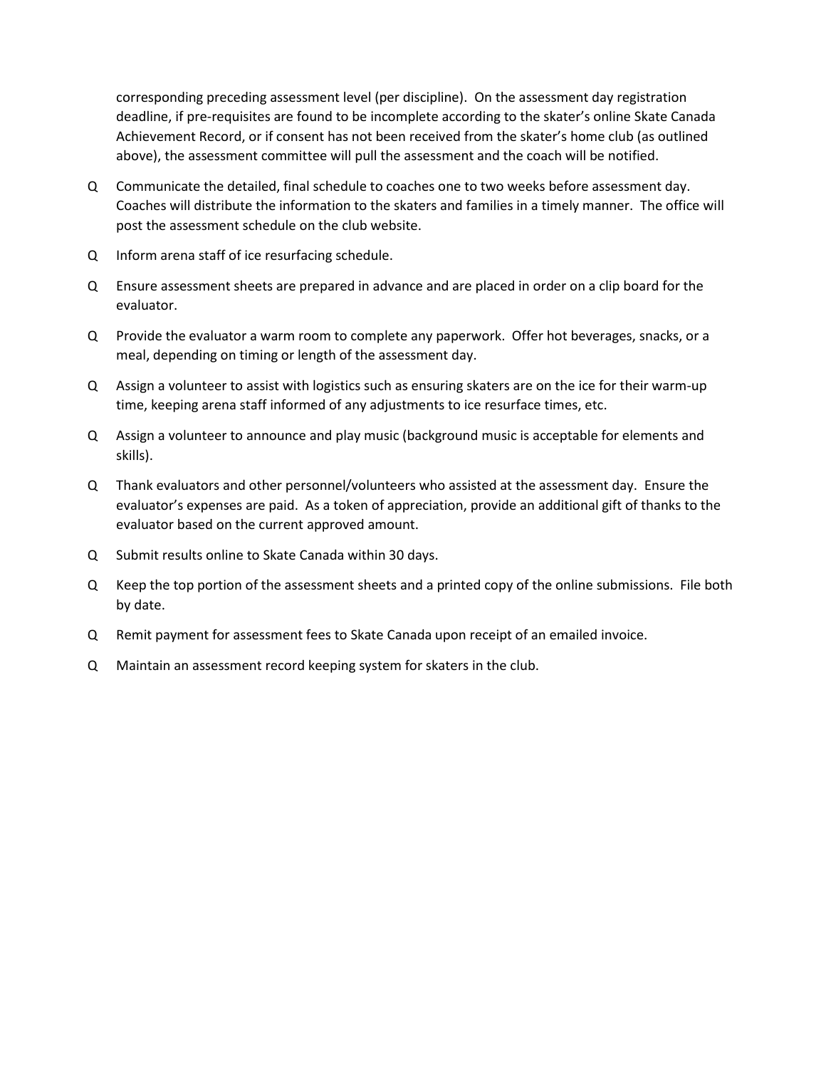corresponding preceding assessment level (per discipline). On the assessment day registration deadline, if pre-requisites are found to be incomplete according to the skater's online Skate Canada Achievement Record, or if consent has not been received from the skater's home club (as outlined above), the assessment committee will pull the assessment and the coach will be notified.

Q Communicate the detailed, final schedule to coaches one to two weeks before assessment day. Coaches will distribute the information to the skaters and families in a timely manner. The office will post the assessment schedule on the club website.

Q Inform arena staff of ice resurfacing schedule.

Q Ensure assessment sheets are prepared in advance and are placed in order on a clip board for the evaluator.

Q Provide the evaluator a warm room to complete any paperwork. Offer hot beverages, snacks, or a meal, depending on timing or length of the assessment day.

Q Assign a volunteer to assist with logistics such as ensuring skaters are on the ice for their warm-up time, keeping arena staff informed of any adjustments to ice resurface times, etc.

Q Assign a volunteer to announce and play music (background music is acceptable for elements and skills).

Q Thank evaluators and other personnel/volunteers who assisted at the assessment day. Ensure the evaluator's expenses are paid. As a token of appreciation, provide an additional gift of thanks to the evaluator based on the current approved amount.

Q Submit results online to Skate Canada within 30 days.

Q Keep the top portion of the assessment sheets and a printed copy of the online submissions. File both by date.

Q Remit payment for assessment fees to Skate Canada upon receipt of an emailed invoice.

Q Maintain an assessment record keeping system for skaters in the club.